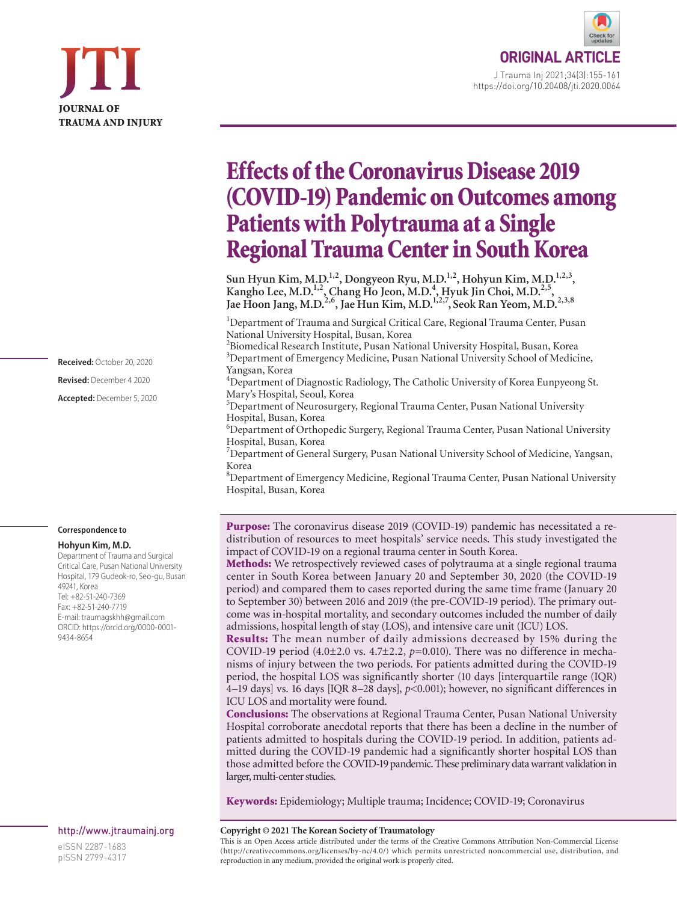ORIGINAL ARTICLE

# Effects of the Coronavirus Disease 2019 (COVID-19) Pandemic on Outcomes among Patients with Polytrauma at a Single Regional Trauma Center in South Korea

**Sun Hyun Kim, M.D.[1,2], Dongyeon Ryu, M.D.[1,2], Hohyun Kim, M.D.[1,2,3], Kangho Lee, M.D.[1,2], Chang Ho Jeon, M.D.[4], Hyuk Jin Choi, M.D.[2,5], Jae Hoon Jang, M.D.[2,6], Jae Hun Kim, M.D.[1,2,7], Seok Ran Yeom, M.D.[2,3,8]**

[1]Department of Trauma and Surgical Critical Care, Regional Trauma Center, Pusan National University Hospital, Busan, Korea
[2]Biomedical Research Institute, Pusan National University Hospital, Busan, Korea
[3]Department of Emergency Medicine, Pusan National University School of Medicine, Yangsan, Korea
[4]Department of Diagnostic Radiology, The Catholic University of Korea Eunpyeong St. Mary's Hospital, Seoul, Korea
[5]Department of Neurosurgery, Regional Trauma Center, Pusan National University Hospital, Busan, Korea
[6]Department of Orthopedic Surgery, Regional Trauma Center, Pusan National University Hospital, Busan, Korea
[7]Department of General Surgery, Pusan National University School of Medicine, Yangsan, Korea
[8]Department of Emergency Medicine, Regional Trauma Center, Pusan National University Hospital, Busan, Korea

**Received:** October 20, 2020
**Revised:** December 4 2020
**Accepted:** December 5, 2020

**Correspondence to**

**Hohyun Kim, M.D.**
Department of Trauma and Surgical Critical Care, Pusan National University Hospital, 179 Gudeok-ro, Seo-gu, Busan 49241, Korea
Tel: +82-51-240-7369
Fax: +82-51-240-7719
E-mail: traumagskhh@gmail.com
ORCID: https://orcid.org/0000-0001-9434-8654

**Purpose:** The coronavirus disease 2019 (COVID-19) pandemic has necessitated a redistribution of resources to meet hospitals' service needs. This study investigated the impact of COVID-19 on a regional trauma center in South Korea.
**Methods:** We retrospectively reviewed cases of polytrauma at a single regional trauma center in South Korea between January 20 and September 30, 2020 (the COVID-19 period) and compared them to cases reported during the same time frame (January 20 to September 30) between 2016 and 2019 (the pre-COVID-19 period). The primary outcome was in-hospital mortality, and secondary outcomes included the number of daily admissions, hospital length of stay (LOS), and intensive care unit (ICU) LOS.
**Results:** The mean number of daily admissions decreased by 15% during the COVID-19 period (4.0±2.0 vs. 4.7±2.2, $p$=0.010). There was no difference in mechanisms of injury between the two periods. For patients admitted during the COVID-19 period, the hospital LOS was significantly shorter (10 days [interquartile range (IQR) 4–19 days] vs. 16 days [IQR 8–28 days], $p$<0.001); however, no significant differences in ICU LOS and mortality were found.
**Conclusions:** The observations at Regional Trauma Center, Pusan National University Hospital corroborate anecdotal reports that there has been a decline in the number of patients admitted to hospitals during the COVID-19 period. In addition, patients admitted during the COVID-19 pandemic had a significantly shorter hospital LOS than those admitted before the COVID-19 pandemic. These preliminary data warrant validation in larger, multi-center studies.

**Keywords:** Epidemiology; Multiple trauma; Incidence; COVID-19; Coronavirus

http://www.jtraumainj.org
eISSN 2287-1683
pISSN 2799-4317

**Copyright © 2021 The Korean Society of Traumatology**
This is an Open Access article distributed under the terms of the Creative Commons Attribution Non-Commercial License (http://creativecommons.org/licenses/by-nc/4.0/) which permits unrestricted noncommercial use, distribution, and reproduction in any medium, provided the original work is properly cited.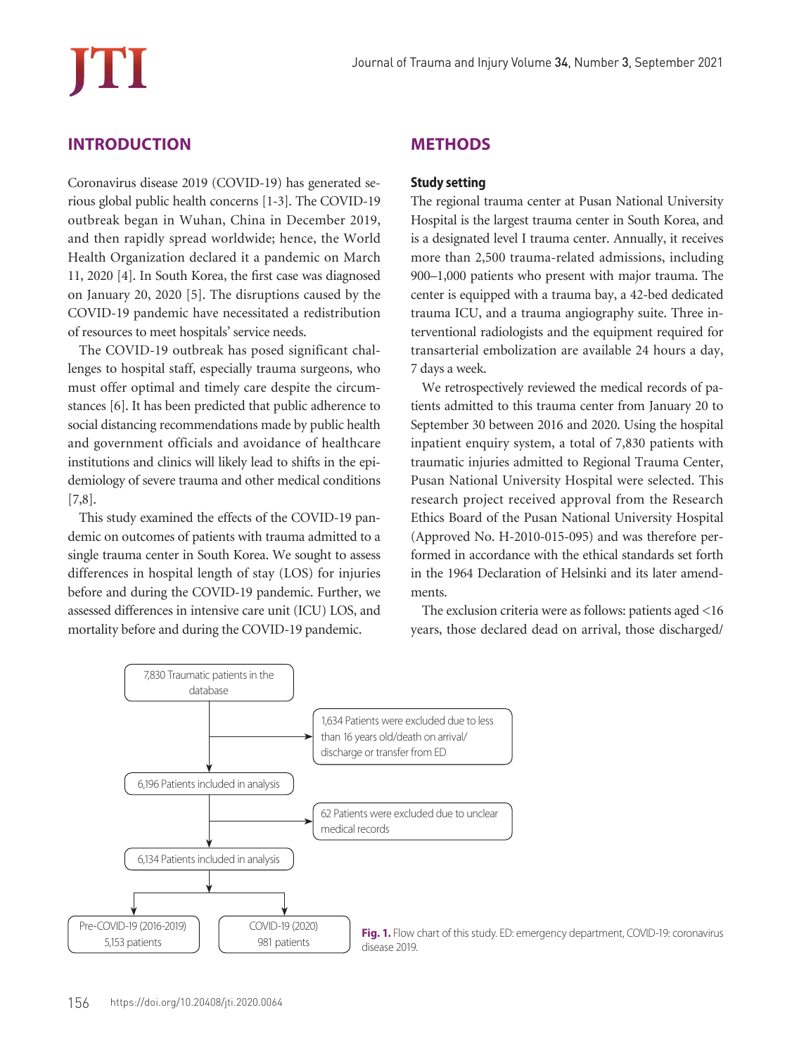## INTRODUCTION

Coronavirus disease 2019 (COVID-19) has generated serious global public health concerns [1-3]. The COVID-19 outbreak began in Wuhan, China in December 2019, and then rapidly spread worldwide; hence, the World Health Organization declared it a pandemic on March 11, 2020 [4]. In South Korea, the first case was diagnosed on January 20, 2020 [5]. The disruptions caused by the COVID-19 pandemic have necessitated a redistribution of resources to meet hospitals' service needs.

The COVID-19 outbreak has posed significant challenges to hospital staff, especially trauma surgeons, who must offer optimal and timely care despite the circumstances [6]. It has been predicted that public adherence to social distancing recommendations made by public health and government officials and avoidance of healthcare institutions and clinics will likely lead to shifts in the epidemiology of severe trauma and other medical conditions [7,8].

This study examined the effects of the COVID-19 pandemic on outcomes of patients with trauma admitted to a single trauma center in South Korea. We sought to assess differences in hospital length of stay (LOS) for injuries before and during the COVID-19 pandemic. Further, we assessed differences in intensive care unit (ICU) LOS, and mortality before and during the COVID-19 pandemic.

## METHODS

### Study setting

The regional trauma center at Pusan National University Hospital is the largest trauma center in South Korea, and is a designated level I trauma center. Annually, it receives more than 2,500 trauma-related admissions, including 900–1,000 patients who present with major trauma. The center is equipped with a trauma bay, a 42-bed dedicated trauma ICU, and a trauma angiography suite. Three interventional radiologists and the equipment required for transarterial embolization are available 24 hours a day, 7 days a week.

We retrospectively reviewed the medical records of patients admitted to this trauma center from January 20 to September 30 between 2016 and 2020. Using the hospital inpatient enquiry system, a total of 7,830 patients with traumatic injuries admitted to Regional Trauma Center, Pusan National University Hospital were selected. This research project received approval from the Research Ethics Board of the Pusan National University Hospital (Approved No. H-2010-015-095) and was therefore performed in accordance with the ethical standards set forth in the 1964 Declaration of Helsinki and its later amendments.

The exclusion criteria were as follows: patients aged <16 years, those declared dead on arrival, those discharged/

7,830 Traumatic patients in the database

1,634 Patients were excluded due to less than 16 years old/death on arrival/discharge or transfer from ED

6,196 Patients included in analysis

62 Patients were excluded due to unclear medical records

6,134 Patients included in analysis

Pre-COVID-19 (2016-2019) 5,153 patients

COVID-19 (2020) 981 patients

**Fig. 1.** Flow chart of this study. ED: emergency department, COVID-19: coronavirus disease 2019.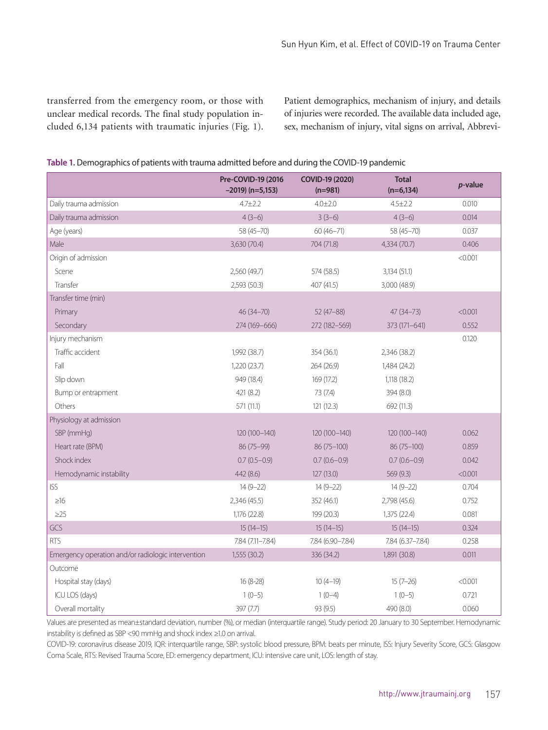transferred from the emergency room, or those with unclear medical records. The final study population included 6,134 patients with traumatic injuries (Fig. 1).

Patient demographics, mechanism of injury, and details of injuries were recorded. The available data included age, sex, mechanism of injury, vital signs on arrival, Abbrevi-

**Table 1.** Demographics of patients with trauma admitted before and during the COVID-19 pandemic

| | Pre-COVID-19 (2016–2019) (n=5,153) | COVID-19 (2020) (n=981) | Total (n=6,134) | *p*-value |
|---|---|---|---|---|
| Daily trauma admission | 4.7±2.2 | 4.0±2.0 | 4.5±2.2 | 0.010 |
| Daily trauma admission | 4 (3–6) | 3 (3–6) | 4 (3–6) | 0.014 |
| Age (years) | 58 (45–70) | 60 (46–71) | 58 (45–70) | 0.037 |
| Male | 3,630 (70.4) | 704 (71.8) | 4,334 (70.7) | 0.406 |
| Origin of admission | | | | <0.001 |
| Scene | 2,560 (49.7) | 574 (58.5) | 3,134 (51.1) | |
| Transfer | 2,593 (50.3) | 407 (41.5) | 3,000 (48.9) | |
| Transfer time (min) | | | | |
| Primary | 46 (34–70) | 52 (47–88) | 47 (34–73) | <0.001 |
| Secondary | 274 (169–666) | 272 (182–569) | 373 (171–641) | 0.552 |
| Injury mechanism | | | | 0.120 |
| Traffic accident | 1,992 (38.7) | 354 (36.1) | 2,346 (38.2) | |
| Fall | 1,220 (23.7) | 264 (26.9) | 1,484 (24.2) | |
| Slip down | 949 (18.4) | 169 (17.2) | 1,118 (18.2) | |
| Bump or entrapment | 421 (8.2) | 73 (7.4) | 394 (8.0) | |
| Others | 571 (11.1) | 121 (12.3) | 692 (11.3) | |
| Physiology at admission | | | | |
| SBP (mmHg) | 120 (100–140) | 120 (100–140) | 120 (100–140) | 0.062 |
| Heart rate (BPM) | 86 (75–99) | 86 (75–100) | 86 (75–100) | 0.859 |
| Shock index | 0.7 (0.5–0.9) | 0.7 (0.6–0.9) | 0.7 (0.6–0.9) | 0.042 |
| Hemodynamic instability | 442 (8.6) | 127 (13.0) | 569 (9.3) | <0.001 |
| ISS | 14 (9–22) | 14 (9–22) | 14 (9–22) | 0.704 |
| ≥16 | 2,346 (45.5) | 352 (46.1) | 2,798 (45.6) | 0.752 |
| ≥25 | 1,176 (22.8) | 199 (20.3) | 1,375 (22.4) | 0.081 |
| GCS | 15 (14–15) | 15 (14–15) | 15 (14–15) | 0.324 |
| RTS | 7.84 (7.11–7.84) | 7.84 (6.90–7.84) | 7.84 (6.37–7.84) | 0.258 |
| Emergency operation and/or radiologic intervention | 1,555 (30.2) | 336 (34.2) | 1,891 (30.8) | 0.011 |
| Outcome | | | | |
| Hospital stay (days) | 16 (8-28) | 10 (4–19) | 15 (7–26) | <0.001 |
| ICU LOS (days) | 1 (0–5) | 1 (0–4) | 1 (0–5) | 0.721 |
| Overall mortality | 397 (7.7) | 93 (9.5) | 490 (8.0) | 0.060 |

Values are presented as mean±standard deviation, number (%), or median (interquartile range). Study period: 20 January to 30 September. Hemodynamic instability is defined as SBP <90 mmHg and shock index ≥1.0 on arrival.

COVID-19: coronavirus disease 2019, IQR: interquartile range, SBP: systolic blood pressure, BPM: beats per minute, ISS: Injury Severity Score, GCS: Glasgow Coma Scale, RTS: Revised Trauma Score, ED: emergency department, ICU: intensive care unit, LOS: length of stay.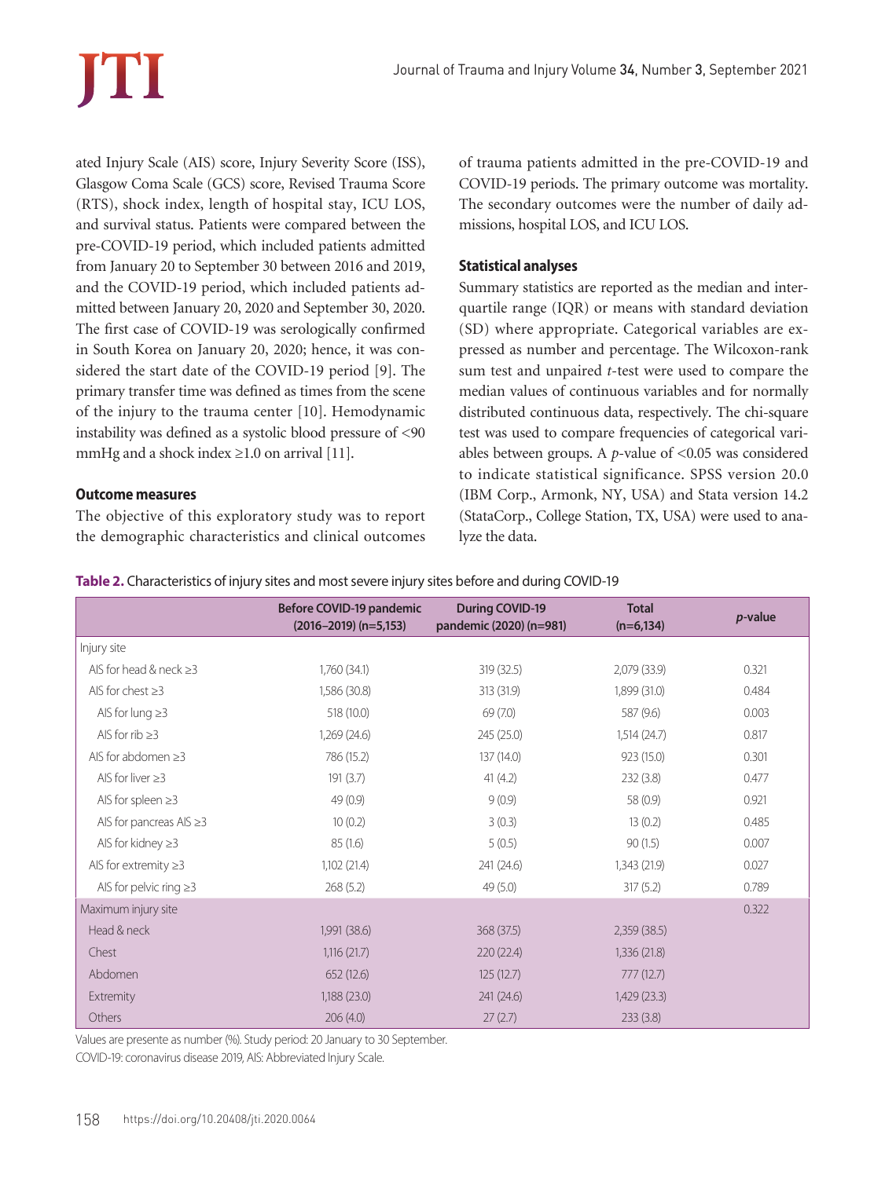ated Injury Scale (AIS) score, Injury Severity Score (ISS), Glasgow Coma Scale (GCS) score, Revised Trauma Score (RTS), shock index, length of hospital stay, ICU LOS, and survival status. Patients were compared between the pre-COVID-19 period, which included patients admitted from January 20 to September 30 between 2016 and 2019, and the COVID-19 period, which included patients admitted between January 20, 2020 and September 30, 2020. The first case of COVID-19 was serologically confirmed in South Korea on January 20, 2020; hence, it was considered the start date of the COVID-19 period [9]. The primary transfer time was defined as times from the scene of the injury to the trauma center [10]. Hemodynamic instability was defined as a systolic blood pressure of <90 mmHg and a shock index ≥1.0 on arrival [11].

### Outcome measures

The objective of this exploratory study was to report the demographic characteristics and clinical outcomes of trauma patients admitted in the pre-COVID-19 and COVID-19 periods. The primary outcome was mortality. The secondary outcomes were the number of daily admissions, hospital LOS, and ICU LOS.

### Statistical analyses

Summary statistics are reported as the median and interquartile range (IQR) or means with standard deviation (SD) where appropriate. Categorical variables are expressed as number and percentage. The Wilcoxon-rank sum test and unpaired *t*-test were used to compare the median values of continuous variables and for normally distributed continuous data, respectively. The chi-square test was used to compare frequencies of categorical variables between groups. A *p*-value of <0.05 was considered to indicate statistical significance. SPSS version 20.0 (IBM Corp., Armonk, NY, USA) and Stata version 14.2 (StataCorp., College Station, TX, USA) were used to analyze the data.

**Table 2.** Characteristics of injury sites and most severe injury sites before and during COVID-19

| | Before COVID-19 pandemic (2016–2019) (n=5,153) | During COVID-19 pandemic (2020) (n=981) | Total (n=6,134) | *p*-value |
|---|---|---|---|---|
| Injury site | | | | |
| AIS for head & neck ≥3 | 1,760 (34.1) | 319 (32.5) | 2,079 (33.9) | 0.321 |
| AIS for chest ≥3 | 1,586 (30.8) | 313 (31.9) | 1,899 (31.0) | 0.484 |
| AIS for lung ≥3 | 518 (10.0) | 69 (7.0) | 587 (9.6) | 0.003 |
| AIS for rib ≥3 | 1,269 (24.6) | 245 (25.0) | 1,514 (24.7) | 0.817 |
| AIS for abdomen ≥3 | 786 (15.2) | 137 (14.0) | 923 (15.0) | 0.301 |
| AIS for liver ≥3 | 191 (3.7) | 41 (4.2) | 232 (3.8) | 0.477 |
| AIS for spleen ≥3 | 49 (0.9) | 9 (0.9) | 58 (0.9) | 0.921 |
| AIS for pancreas AIS ≥3 | 10 (0.2) | 3 (0.3) | 13 (0.2) | 0.485 |
| AIS for kidney ≥3 | 85 (1.6) | 5 (0.5) | 90 (1.5) | 0.007 |
| AIS for extremity ≥3 | 1,102 (21.4) | 241 (24.6) | 1,343 (21.9) | 0.027 |
| AIS for pelvic ring ≥3 | 268 (5.2) | 49 (5.0) | 317 (5.2) | 0.789 |
| Maximum injury site | | | | 0.322 |
| Head & neck | 1,991 (38.6) | 368 (37.5) | 2,359 (38.5) | |
| Chest | 1,116 (21.7) | 220 (22.4) | 1,336 (21.8) | |
| Abdomen | 652 (12.6) | 125 (12.7) | 777 (12.7) | |
| Extremity | 1,188 (23.0) | 241 (24.6) | 1,429 (23.3) | |
| Others | 206 (4.0) | 27 (2.7) | 233 (3.8) | |

Values are presente as number (%). Study period: 20 January to 30 September.

COVID-19: coronavirus disease 2019, AIS: Abbreviated Injury Scale.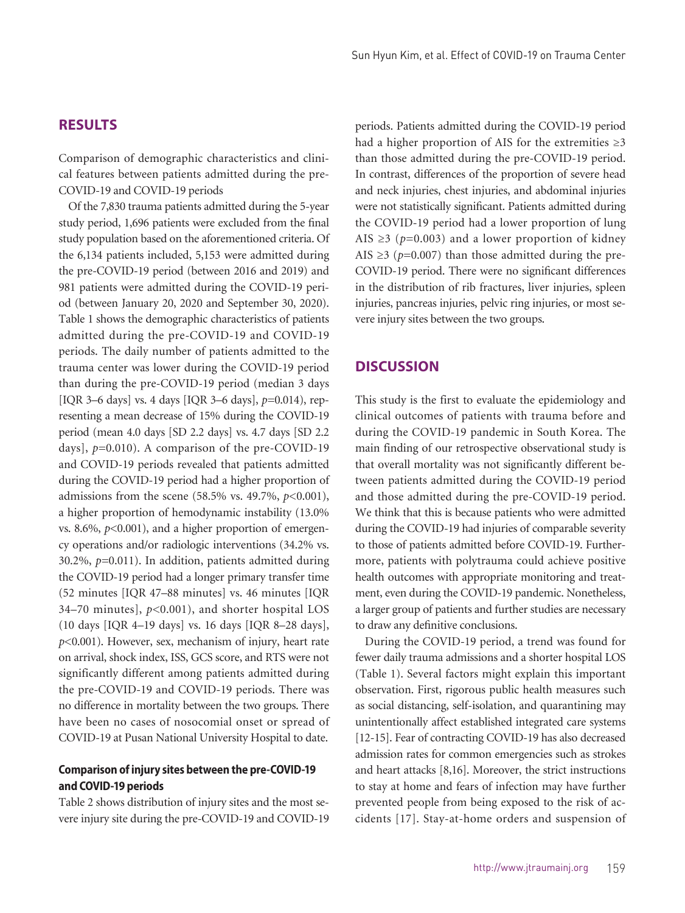## RESULTS

Comparison of demographic characteristics and clinical features between patients admitted during the pre-COVID-19 and COVID-19 periods

Of the 7,830 trauma patients admitted during the 5-year study period, 1,696 patients were excluded from the final study population based on the aforementioned criteria. Of the 6,134 patients included, 5,153 were admitted during the pre-COVID-19 period (between 2016 and 2019) and 981 patients were admitted during the COVID-19 period (between January 20, 2020 and September 30, 2020). Table 1 shows the demographic characteristics of patients admitted during the pre-COVID-19 and COVID-19 periods. The daily number of patients admitted to the trauma center was lower during the COVID-19 period than during the pre-COVID-19 period (median 3 days [IQR 3–6 days] vs. 4 days [IQR 3–6 days], $p$=0.014), representing a mean decrease of 15% during the COVID-19 period (mean 4.0 days [SD 2.2 days] vs. 4.7 days [SD 2.2 days], $p$=0.010). A comparison of the pre-COVID-19 and COVID-19 periods revealed that patients admitted during the COVID-19 period had a higher proportion of admissions from the scene (58.5% vs. 49.7%, $p$<0.001), a higher proportion of hemodynamic instability (13.0% vs. 8.6%, $p$<0.001), and a higher proportion of emergency operations and/or radiologic interventions (34.2% vs. 30.2%, $p$=0.011). In addition, patients admitted during the COVID-19 period had a longer primary transfer time (52 minutes [IQR 47–88 minutes] vs. 46 minutes [IQR 34–70 minutes], $p$<0.001), and shorter hospital LOS (10 days [IQR 4–19 days] vs. 16 days [IQR 8–28 days], $p$<0.001). However, sex, mechanism of injury, heart rate on arrival, shock index, ISS, GCS score, and RTS were not significantly different among patients admitted during the pre-COVID-19 and COVID-19 periods. There was no difference in mortality between the two groups. There have been no cases of nosocomial onset or spread of COVID-19 at Pusan National University Hospital to date.

### Comparison of injury sites between the pre-COVID-19 and COVID-19 periods

Table 2 shows distribution of injury sites and the most severe injury site during the pre-COVID-19 and COVID-19 periods. Patients admitted during the COVID-19 period had a higher proportion of AIS for the extremities ≥3 than those admitted during the pre-COVID-19 period. In contrast, differences of the proportion of severe head and neck injuries, chest injuries, and abdominal injuries were not statistically significant. Patients admitted during the COVID-19 period had a lower proportion of lung AIS ≥3 ($p$=0.003) and a lower proportion of kidney AIS ≥3 ($p$=0.007) than those admitted during the pre-COVID-19 period. There were no significant differences in the distribution of rib fractures, liver injuries, spleen injuries, pancreas injuries, pelvic ring injuries, or most severe injury sites between the two groups.

## DISCUSSION

This study is the first to evaluate the epidemiology and clinical outcomes of patients with trauma before and during the COVID-19 pandemic in South Korea. The main finding of our retrospective observational study is that overall mortality was not significantly different between patients admitted during the COVID-19 period and those admitted during the pre-COVID-19 period. We think that this is because patients who were admitted during the COVID-19 had injuries of comparable severity to those of patients admitted before COVID-19. Furthermore, patients with polytrauma could achieve positive health outcomes with appropriate monitoring and treatment, even during the COVID-19 pandemic. Nonetheless, a larger group of patients and further studies are necessary to draw any definitive conclusions.

During the COVID-19 period, a trend was found for fewer daily trauma admissions and a shorter hospital LOS (Table 1). Several factors might explain this important observation. First, rigorous public health measures such as social distancing, self-isolation, and quarantining may unintentionally affect established integrated care systems [12-15]. Fear of contracting COVID-19 has also decreased admission rates for common emergencies such as strokes and heart attacks [8,16]. Moreover, the strict instructions to stay at home and fears of infection may have further prevented people from being exposed to the risk of accidents [17]. Stay-at-home orders and suspension of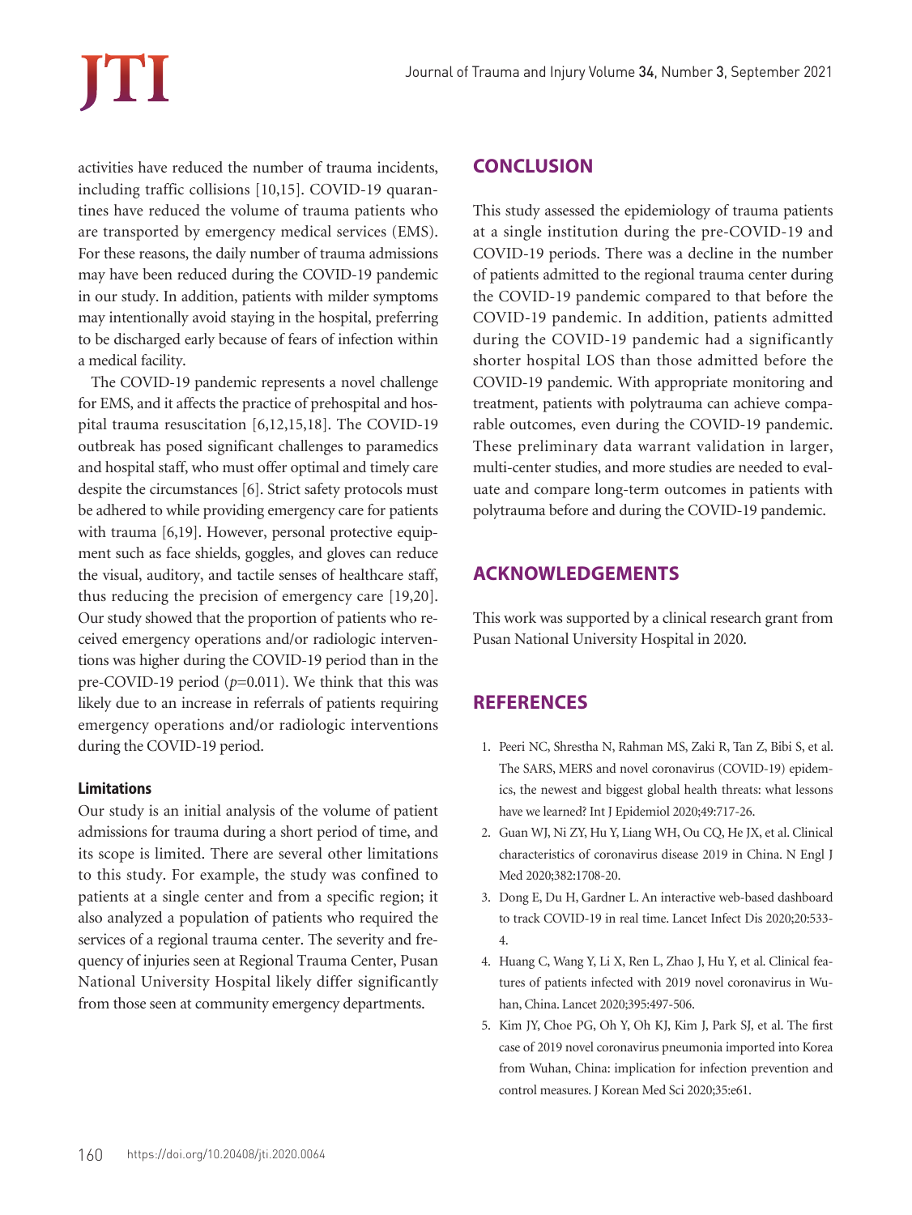activities have reduced the number of trauma incidents, including traffic collisions [10,15]. COVID-19 quarantines have reduced the volume of trauma patients who are transported by emergency medical services (EMS). For these reasons, the daily number of trauma admissions may have been reduced during the COVID-19 pandemic in our study. In addition, patients with milder symptoms may intentionally avoid staying in the hospital, preferring to be discharged early because of fears of infection within a medical facility.

The COVID-19 pandemic represents a novel challenge for EMS, and it affects the practice of prehospital and hospital trauma resuscitation [6,12,15,18]. The COVID-19 outbreak has posed significant challenges to paramedics and hospital staff, who must offer optimal and timely care despite the circumstances [6]. Strict safety protocols must be adhered to while providing emergency care for patients with trauma [6,19]. However, personal protective equipment such as face shields, goggles, and gloves can reduce the visual, auditory, and tactile senses of healthcare staff, thus reducing the precision of emergency care [19,20]. Our study showed that the proportion of patients who received emergency operations and/or radiologic interventions was higher during the COVID-19 period than in the pre-COVID-19 period ($p=0.011$). We think that this was likely due to an increase in referrals of patients requiring emergency operations and/or radiologic interventions during the COVID-19 period.

### Limitations

Our study is an initial analysis of the volume of patient admissions for trauma during a short period of time, and its scope is limited. There are several other limitations to this study. For example, the study was confined to patients at a single center and from a specific region; it also analyzed a population of patients who required the services of a regional trauma center. The severity and frequency of injuries seen at Regional Trauma Center, Pusan National University Hospital likely differ significantly from those seen at community emergency departments.

## CONCLUSION

This study assessed the epidemiology of trauma patients at a single institution during the pre-COVID-19 and COVID-19 periods. There was a decline in the number of patients admitted to the regional trauma center during the COVID-19 pandemic compared to that before the COVID-19 pandemic. In addition, patients admitted during the COVID-19 pandemic had a significantly shorter hospital LOS than those admitted before the COVID-19 pandemic. With appropriate monitoring and treatment, patients with polytrauma can achieve comparable outcomes, even during the COVID-19 pandemic. These preliminary data warrant validation in larger, multi-center studies, and more studies are needed to evaluate and compare long-term outcomes in patients with polytrauma before and during the COVID-19 pandemic.

## ACKNOWLEDGEMENTS

This work was supported by a clinical research grant from Pusan National University Hospital in 2020.

## REFERENCES

1. Peeri NC, Shrestha N, Rahman MS, Zaki R, Tan Z, Bibi S, et al. The SARS, MERS and novel coronavirus (COVID-19) epidemics, the newest and biggest global health threats: what lessons have we learned? Int J Epidemiol 2020;49:717-26.
2. Guan WJ, Ni ZY, Hu Y, Liang WH, Ou CQ, He JX, et al. Clinical characteristics of coronavirus disease 2019 in China. N Engl J Med 2020;382:1708-20.
3. Dong E, Du H, Gardner L. An interactive web-based dashboard to track COVID-19 in real time. Lancet Infect Dis 2020;20:533-4.
4. Huang C, Wang Y, Li X, Ren L, Zhao J, Hu Y, et al. Clinical features of patients infected with 2019 novel coronavirus in Wuhan, China. Lancet 2020;395:497-506.
5. Kim JY, Choe PG, Oh Y, Oh KJ, Kim J, Park SJ, et al. The first case of 2019 novel coronavirus pneumonia imported into Korea from Wuhan, China: implication for infection prevention and control measures. J Korean Med Sci 2020;35:e61.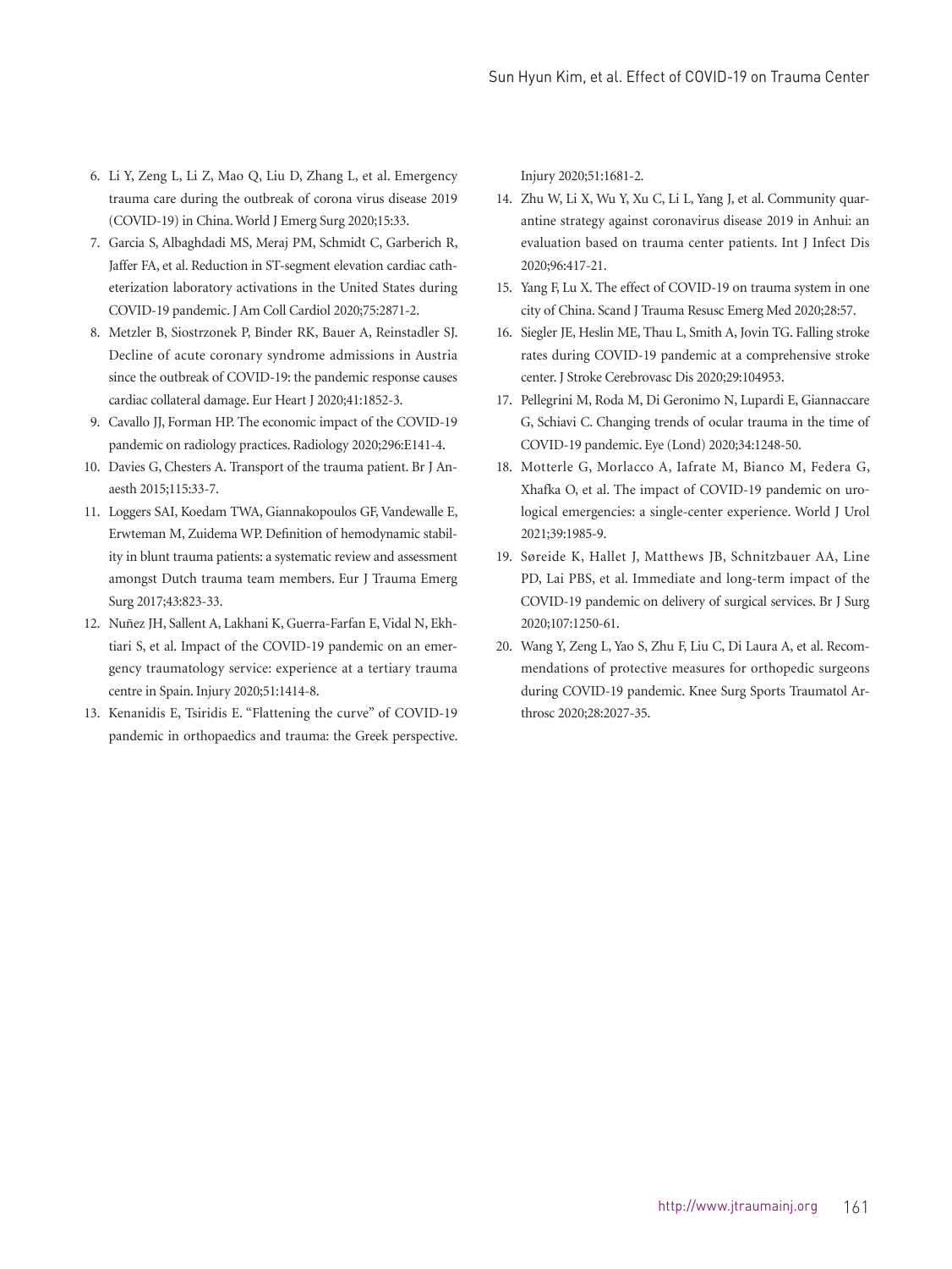6. Li Y, Zeng L, Li Z, Mao Q, Liu D, Zhang L, et al. Emergency trauma care during the outbreak of corona virus disease 2019 (COVID-19) in China. World J Emerg Surg 2020;15:33.
7. Garcia S, Albaghdadi MS, Meraj PM, Schmidt C, Garberich R, Jaffer FA, et al. Reduction in ST-segment elevation cardiac catheterization laboratory activations in the United States during COVID-19 pandemic. J Am Coll Cardiol 2020;75:2871-2.
8. Metzler B, Siostrzonek P, Binder RK, Bauer A, Reinstadler SJ. Decline of acute coronary syndrome admissions in Austria since the outbreak of COVID-19: the pandemic response causes cardiac collateral damage. Eur Heart J 2020;41:1852-3.
9. Cavallo JJ, Forman HP. The economic impact of the COVID-19 pandemic on radiology practices. Radiology 2020;296:E141-4.
10. Davies G, Chesters A. Transport of the trauma patient. Br J Anaesth 2015;115:33-7.
11. Loggers SAI, Koedam TWA, Giannakopoulos GF, Vandewalle E, Erwteman M, Zuidema WP. Definition of hemodynamic stability in blunt trauma patients: a systematic review and assessment amongst Dutch trauma team members. Eur J Trauma Emerg Surg 2017;43:823-33.
12. Nuñez JH, Sallent A, Lakhani K, Guerra-Farfan E, Vidal N, Ekhtiari S, et al. Impact of the COVID-19 pandemic on an emergency traumatology service: experience at a tertiary trauma centre in Spain. Injury 2020;51:1414-8.
13. Kenanidis E, Tsiridis E. "Flattening the curve" of COVID-19 pandemic in orthopaedics and trauma: the Greek perspective. Injury 2020;51:1681-2.
14. Zhu W, Li X, Wu Y, Xu C, Li L, Yang J, et al. Community quarantine strategy against coronavirus disease 2019 in Anhui: an evaluation based on trauma center patients. Int J Infect Dis 2020;96:417-21.
15. Yang F, Lu X. The effect of COVID-19 on trauma system in one city of China. Scand J Trauma Resusc Emerg Med 2020;28:57.
16. Siegler JE, Heslin ME, Thau L, Smith A, Jovin TG. Falling stroke rates during COVID-19 pandemic at a comprehensive stroke center. J Stroke Cerebrovasc Dis 2020;29:104953.
17. Pellegrini M, Roda M, Di Geronimo N, Lupardi E, Giannaccare G, Schiavi C. Changing trends of ocular trauma in the time of COVID-19 pandemic. Eye (Lond) 2020;34:1248-50.
18. Motterle G, Morlacco A, Iafrate M, Bianco M, Federa G, Xhafka O, et al. The impact of COVID-19 pandemic on urological emergencies: a single-center experience. World J Urol 2021;39:1985-9.
19. Søreide K, Hallet J, Matthews JB, Schnitzbauer AA, Line PD, Lai PBS, et al. Immediate and long-term impact of the COVID-19 pandemic on delivery of surgical services. Br J Surg 2020;107:1250-61.
20. Wang Y, Zeng L, Yao S, Zhu F, Liu C, Di Laura A, et al. Recommendations of protective measures for orthopedic surgeons during COVID-19 pandemic. Knee Surg Sports Traumatol Arthrosc 2020;28:2027-35.